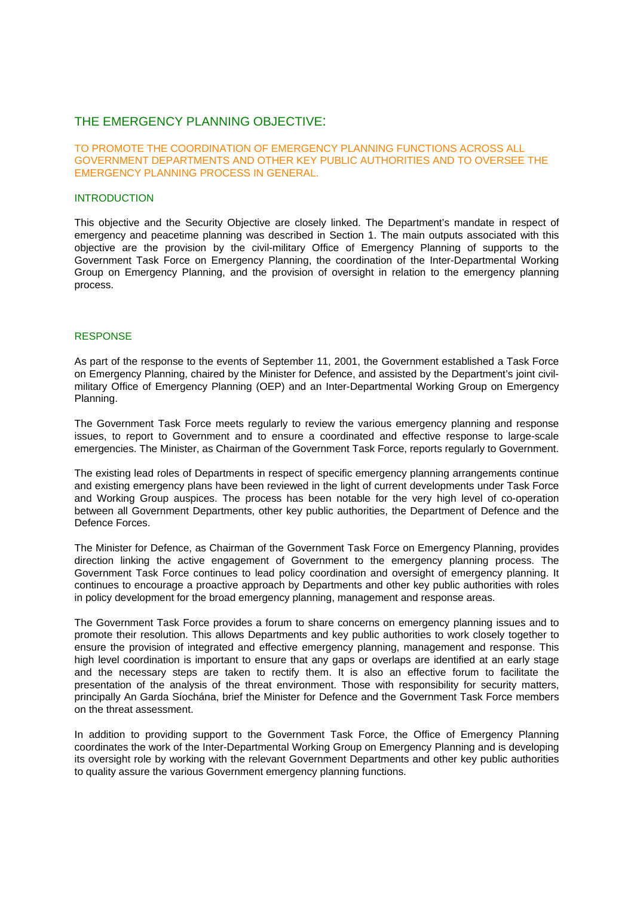# THE EMERGENCY PLANNING OBJECTIVE:

## TO PROMOTE THE COORDINATION OF EMERGENCY PLANNING FUNCTIONS ACROSS ALL GOVERNMENT DEPARTMENTS AND OTHER KEY PUBLIC AUTHORITIES AND TO OVERSEE THE EMERGENCY PLANNING PROCESS IN GENERAL.

### INTRODUCTION

This objective and the Security Objective are closely linked. The Department's mandate in respect of emergency and peacetime planning was described in Section 1. The main outputs associated with this objective are the provision by the civil-military Office of Emergency Planning of supports to the Government Task Force on Emergency Planning, the coordination of the Inter-Departmental Working Group on Emergency Planning, and the provision of oversight in relation to the emergency planning process.

### RESPONSE

As part of the response to the events of September 11, 2001, the Government established a Task Force on Emergency Planning, chaired by the Minister for Defence, and assisted by the Department's joint civil-military Office of Emergency Planning (OEP) and an Inter-Departmental Working Group on Emergency Planning.

The Government Task Force meets regularly to review the various emergency planning and response issues, to report to Government and to ensure a coordinated and effective response to large-scale emergencies. The Minister, as Chairman of the Government Task Force, reports regularly to Government.

The existing lead roles of Departments in respect of specific emergency planning arrangements continue and existing emergency plans have been reviewed in the light of current developments under Task Force and Working Group auspices. The process has been notable for the very high level of co-operation between all Government Departments, other key public authorities, the Department of Defence and the Defence Forces.

The Minister for Defence, as Chairman of the Government Task Force on Emergency Planning, provides direction linking the active engagement of Government to the emergency planning process. The Government Task Force continues to lead policy coordination and oversight of emergency planning. It continues to encourage a proactive approach by Departments and other key public authorities with roles in policy development for the broad emergency planning, management and response areas.

The Government Task Force provides a forum to share concerns on emergency planning issues and to promote their resolution. This allows Departments and key public authorities to work closely together to ensure the provision of integrated and effective emergency planning, management and response. This high level coordination is important to ensure that any gaps or overlaps are identified at an early stage and the necessary steps are taken to rectify them. It is also an effective forum to facilitate the presentation of the analysis of the threat environment. Those with responsibility for security matters, principally An Garda Síochána, brief the Minister for Defence and the Government Task Force members on the threat assessment.

In addition to providing support to the Government Task Force, the Office of Emergency Planning coordinates the work of the Inter-Departmental Working Group on Emergency Planning and is developing its oversight role by working with the relevant Government Departments and other key public authorities to quality assure the various Government emergency planning functions.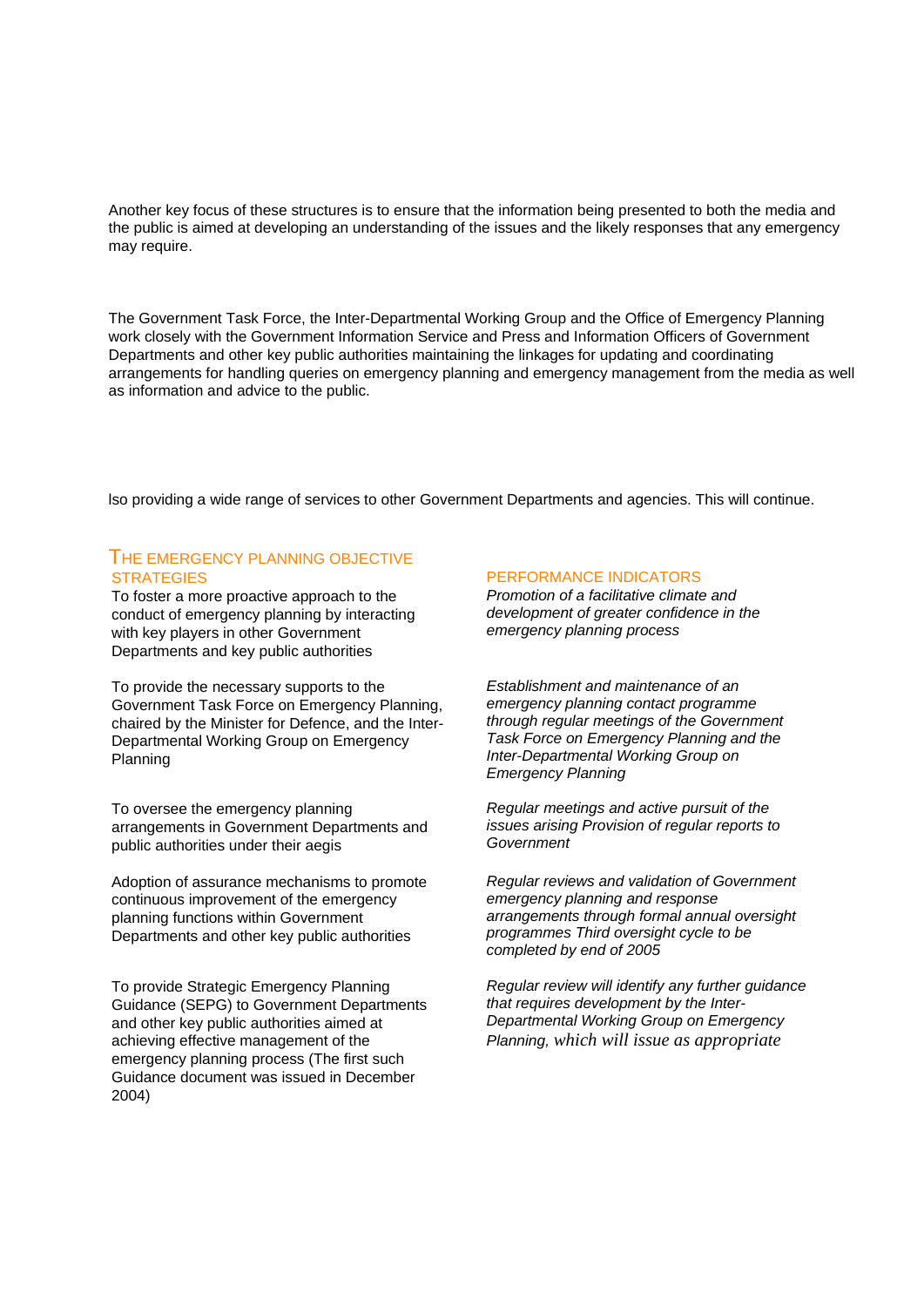Another key focus of these structures is to ensure that the information being presented to both the media and the public is aimed at developing an understanding of the issues and the likely responses that any emergency may require.

The Government Task Force, the Inter-Departmental Working Group and the Office of Emergency Planning work closely with the Government Information Service and Press and Information Officers of Government Departments and other key public authorities maintaining the linkages for updating and coordinating arrangements for handling queries on emergency planning and emergency management from the media as well as information and advice to the public.

lso providing a wide range of services to other Government Departments and agencies. This will continue.

## THE EMERGENCY PLANNING OBJECTIVE

| STRATEGIES | PERFORMANCE INDICATORS |
|---|---|
| To foster a more proactive approach to the conduct of emergency planning by interacting with key players in other Government Departments and key public authorities | *Promotion of a facilitative climate and development of greater confidence in the emergency planning process* |
| To provide the necessary supports to the Government Task Force on Emergency Planning, chaired by the Minister for Defence, and the Inter-Departmental Working Group on Emergency Planning | *Establishment and maintenance of an emergency planning contact programme through regular meetings of the Government Task Force on Emergency Planning and the Inter-Departmental Working Group on Emergency Planning* |
| To oversee the emergency planning arrangements in Government Departments and public authorities under their aegis | *Regular meetings and active pursuit of the issues arising Provision of regular reports to Government* |
| Adoption of assurance mechanisms to promote continuous improvement of the emergency planning functions within Government Departments and other key public authorities | *Regular reviews and validation of Government emergency planning and response arrangements through formal annual oversight programmes Third oversight cycle to be completed by end of 2005* |
| To provide Strategic Emergency Planning Guidance (SEPG) to Government Departments and other key public authorities aimed at achieving effective management of the emergency planning process (The first such Guidance document was issued in December 2004) | *Regular review will identify any further guidance that requires development by the Inter-Departmental Working Group on Emergency Planning, which will issue as appropriate* |